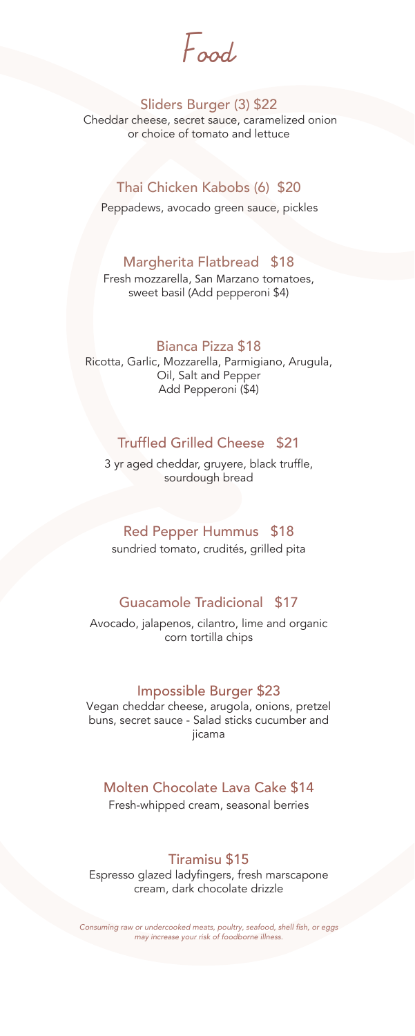# Food

### Sliders Burger (3) $22

Cheddar cheese, secret sauce, caramelized onion or choice of tomato and lettuce

### Thai Chicken Kabobs (6) $20

Peppadews, avocado green sauce, pickles

### Margherita Flatbread $18

Fresh mozzarella, San Marzano tomatoes, sweet basil (Add pepperoni $4)

### Bianca Pizza $18

Ricotta, Garlic, Mozzarella, Parmigiano, Arugula, Oil, Salt and Pepper
Add Pepperoni ($4)

### Truffled Grilled Cheese $21

3 yr aged cheddar, gruyere, black truffle, sourdough bread

### Red Pepper Hummus $18

sundried tomato, crudités, grilled pita

### Guacamole Tradicional $17

Avocado, jalapenos, cilantro, lime and organic corn tortilla chips

### Impossible Burger $23

Vegan cheddar cheese, arugola, onions, pretzel buns, secret sauce - Salad sticks cucumber and jicama

### Molten Chocolate Lava Cake $14

Fresh-whipped cream, seasonal berries

### Tiramisu $15

Espresso glazed ladyfingers, fresh marscapone cream, dark chocolate drizzle

*Consuming raw or undercooked meats, poultry, seafood, shell fish, or eggs may increase your risk of foodborne illness.*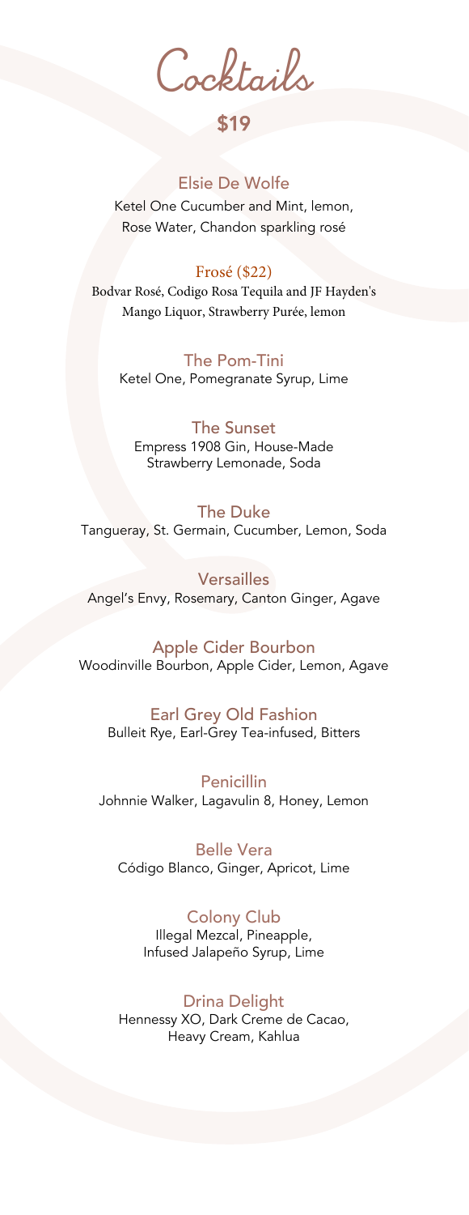# Cocktails

## $19

### Elsie De Wolfe
Ketel One Cucumber and Mint, lemon, Rose Water, Chandon sparkling rosé

### Frosé ($22)
Bodvar Rosé, Codigo Rosa Tequila and JF Hayden's Mango Liquor, Strawberry Purée, lemon

### The Pom-Tini
Ketel One, Pomegranate Syrup, Lime

### The Sunset
Empress 1908 Gin, House-Made Strawberry Lemonade, Soda

### The Duke
Tangueray, St. Germain, Cucumber, Lemon, Soda

### Versailles
Angel's Envy, Rosemary, Canton Ginger, Agave

### Apple Cider Bourbon
Woodinville Bourbon, Apple Cider, Lemon, Agave

### Earl Grey Old Fashion
Bulleit Rye, Earl-Grey Tea-infused, Bitters

### Penicillin
Johnnie Walker, Lagavulin 8, Honey, Lemon

### Belle Vera
Código Blanco, Ginger, Apricot, Lime

### Colony Club
Illegal Mezcal, Pineapple, Infused Jalapeño Syrup, Lime

### Drina Delight
Hennessy XO, Dark Creme de Cacao, Heavy Cream, Kahlua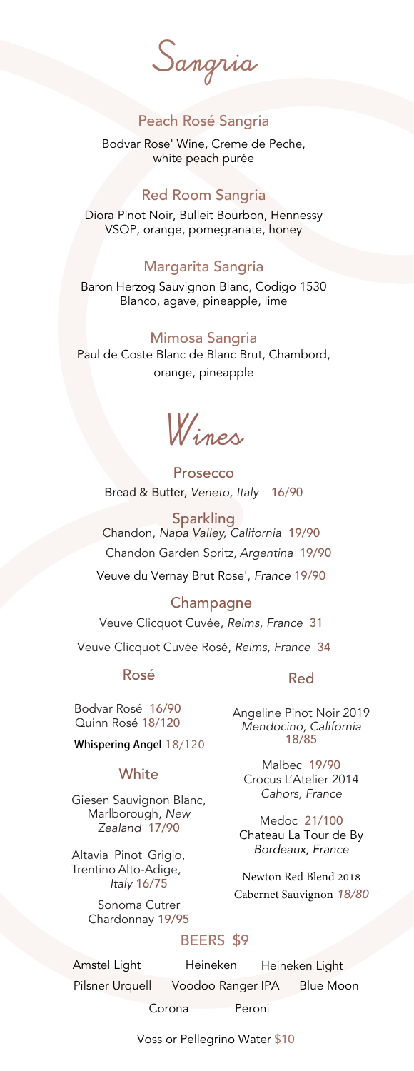# Sangria

### Peach Rosé Sangria

Bodvar Rose' Wine, Creme de Peche, white peach purée

### Red Room Sangria

Diora Pinot Noir, Bulleit Bourbon, Hennessy VSOP, orange, pomegranate, honey

### Margarita Sangria

Baron Herzog Sauvignon Blanc, Codigo 1530 Blanco, agave, pineapple, lime

### Mimosa Sangria

Paul de Coste Blanc de Blanc Brut, Chambord, orange, pineapple

# Wines

### Prosecco

Bread & Butter, *Veneto, Italy* 16/90

### Sparkling

Chandon, *Napa Valley, California* 19/90

Chandon Garden Spritz, *Argentina* 19/90

Veuve du Vernay Brut Rose', *France* 19/90

### Champagne

Veuve Clicquot Cuvée, *Reims, France* 31

Veuve Clicquot Cuvée Rosé, *Reims, France* 34

### Rosé

Bodvar Rosé 16/90

Quinn Rosé 18/120

**Whispering Angel** 18/120

### White

Giesen Sauvignon Blanc, Marlborough, *New Zealand* 17/90

Altavia Pinot Grigio, Trentino Alto-Adige, *Italy* 16/75

Sonoma Cutrer Chardonnay 19/95

### Red

Angeline Pinot Noir 2019 *Mendocino, California* 18/85

Malbec 19/90 Crocus L'Atelier 2014 *Cahors, France*

Medoc 21/100 Chateau La Tour de By *Bordeaux, France*

Newton Red Blend 2018 Cabernet Sauvignon *18/80*

### BEERS $9

Amstel Light, Heineken, Heineken Light, Pilsner Urquell, Voodoo Ranger IPA, Blue Moon, Corona, Peroni

Voss or Pellegrino Water $10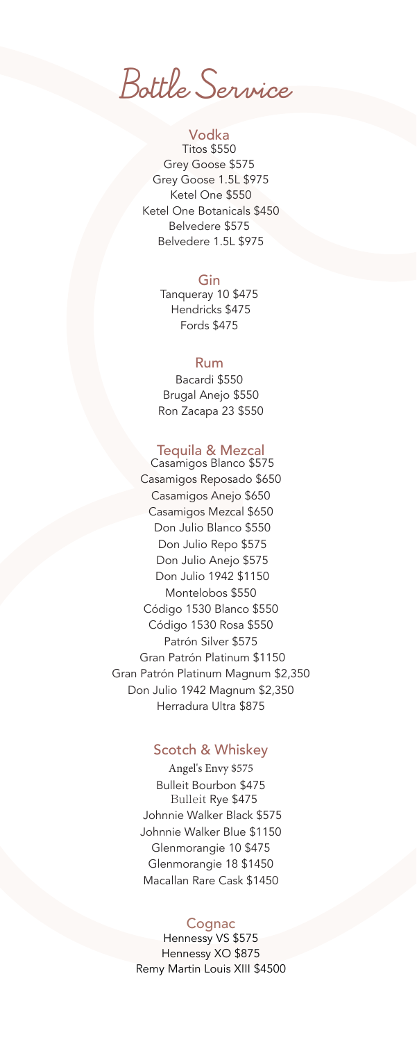# Bottle Service

## Vodka

Titos $550
Grey Goose $575
Grey Goose 1.5L $975
Ketel One $550
Ketel One Botanicals $450
Belvedere $575
Belvedere 1.5L $975

## Gin

Tanqueray 10 $475
Hendricks $475
Fords $475

## Rum

Bacardi $550
Brugal Anejo $550
Ron Zacapa 23 $550

## Tequila & Mezcal

Casamigos Blanco $575
Casamigos Reposado $650
Casamigos Anejo $650
Casamigos Mezcal $650
Don Julio Blanco $550
Don Julio Repo $575
Don Julio Anejo $575
Don Julio 1942 $1150
Montelobos $550
Código 1530 Blanco $550
Código 1530 Rosa $550
Patrón Silver $575
Gran Patrón Platinum $1150
Gran Patrón Platinum Magnum $2,350
Don Julio 1942 Magnum $2,350
Herradura Ultra $875

## Scotch & Whiskey

Angel's Envy $575
Bulleit Bourbon $475
Bulleit Rye $475
Johnnie Walker Black $575
Johnnie Walker Blue $1150
Glenmorangie 10 $475
Glenmorangie 18 $1450
Macallan Rare Cask $1450

## Cognac

Hennessy VS $575
Hennessy XO $875
Remy Martin Louis XIII $4500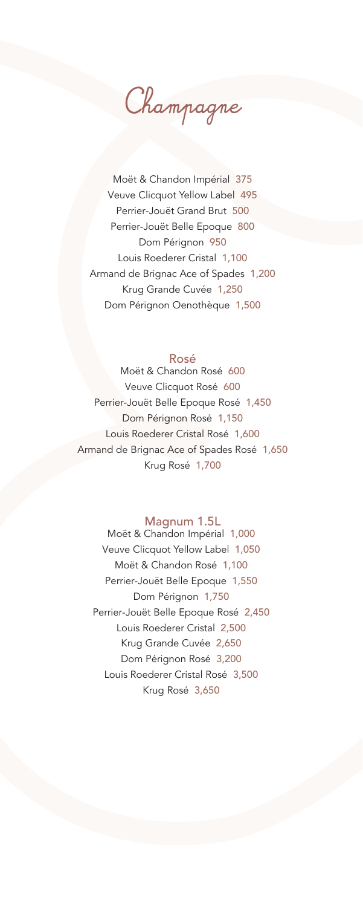# Champagne

Moët & Chandon Impérial 375
Veuve Clicquot Yellow Label 495
Perrier-Jouët Grand Brut 500
Perrier-Jouët Belle Epoque 800
Dom Pérignon 950
Louis Roederer Cristal 1,100
Armand de Brignac Ace of Spades 1,200
Krug Grande Cuvée 1,250
Dom Pérignon Oenothèque 1,500

## Rosé

Moët & Chandon Rosé 600
Veuve Clicquot Rosé 600
Perrier-Jouët Belle Epoque Rosé 1,450
Dom Pérignon Rosé 1,150
Louis Roederer Cristal Rosé 1,600
Armand de Brignac Ace of Spades Rosé 1,650
Krug Rosé 1,700

## Magnum 1.5L

Moët & Chandon Impérial 1,000
Veuve Clicquot Yellow Label 1,050
Moët & Chandon Rosé 1,100
Perrier-Jouët Belle Epoque 1,550
Dom Pérignon 1,750
Perrier-Jouët Belle Epoque Rosé 2,450
Louis Roederer Cristal 2,500
Krug Grande Cuvée 2,650
Dom Pérignon Rosé 3,200
Louis Roederer Cristal Rosé 3,500
Krug Rosé 3,650